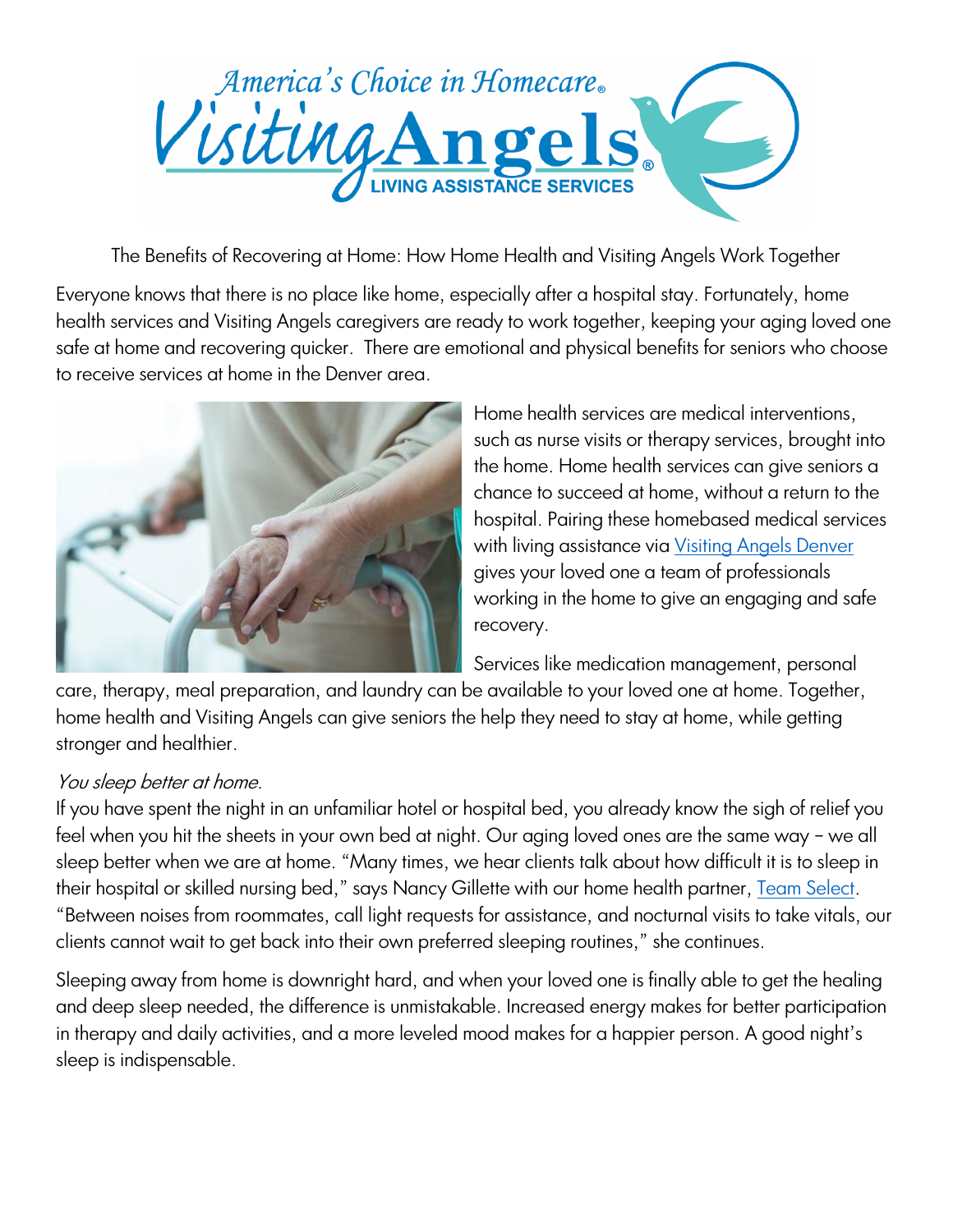# The Benefits of Recovering at Home: How Home Health and Visiting Angels Work Together

Everyone knows that there is no place like home, especially after a hospital stay. Fortunately, home health services and Visiting Angels caregivers are ready to work together, keeping your aging loved one safe at home and recovering quicker. There are emotional and physical benefits for seniors who choose to receive services at home in the Denver area.

Home health services are medical interventions, such as nurse visits or therapy services, brought into the home. Home health services can give seniors a chance to succeed at home, without a return to the hospital. Pairing these homebased medical services with living assistance via [Visiting Angels Denver](Visiting Angels Denver) gives your loved one a team of professionals working in the home to give an engaging and safe recovery.

Services like medication management, personal care, therapy, meal preparation, and laundry can be available to your loved one at home. Together, home health and Visiting Angels can give seniors the help they need to stay at home, while getting stronger and healthier.

*You sleep better at home.*

If you have spent the night in an unfamiliar hotel or hospital bed, you already know the sigh of relief you feel when you hit the sheets in your own bed at night. Our aging loved ones are the same way – we all sleep better when we are at home. "Many times, we hear clients talk about how difficult it is to sleep in their hospital or skilled nursing bed," says Nancy Gillette with our home health partner, [Team Select](Team Select). "Between noises from roommates, call light requests for assistance, and nocturnal visits to take vitals, our clients cannot wait to get back into their own preferred sleeping routines," she continues.

Sleeping away from home is downright hard, and when your loved one is finally able to get the healing and deep sleep needed, the difference is unmistakable. Increased energy makes for better participation in therapy and daily activities, and a more leveled mood makes for a happier person. A good night's sleep is indispensable.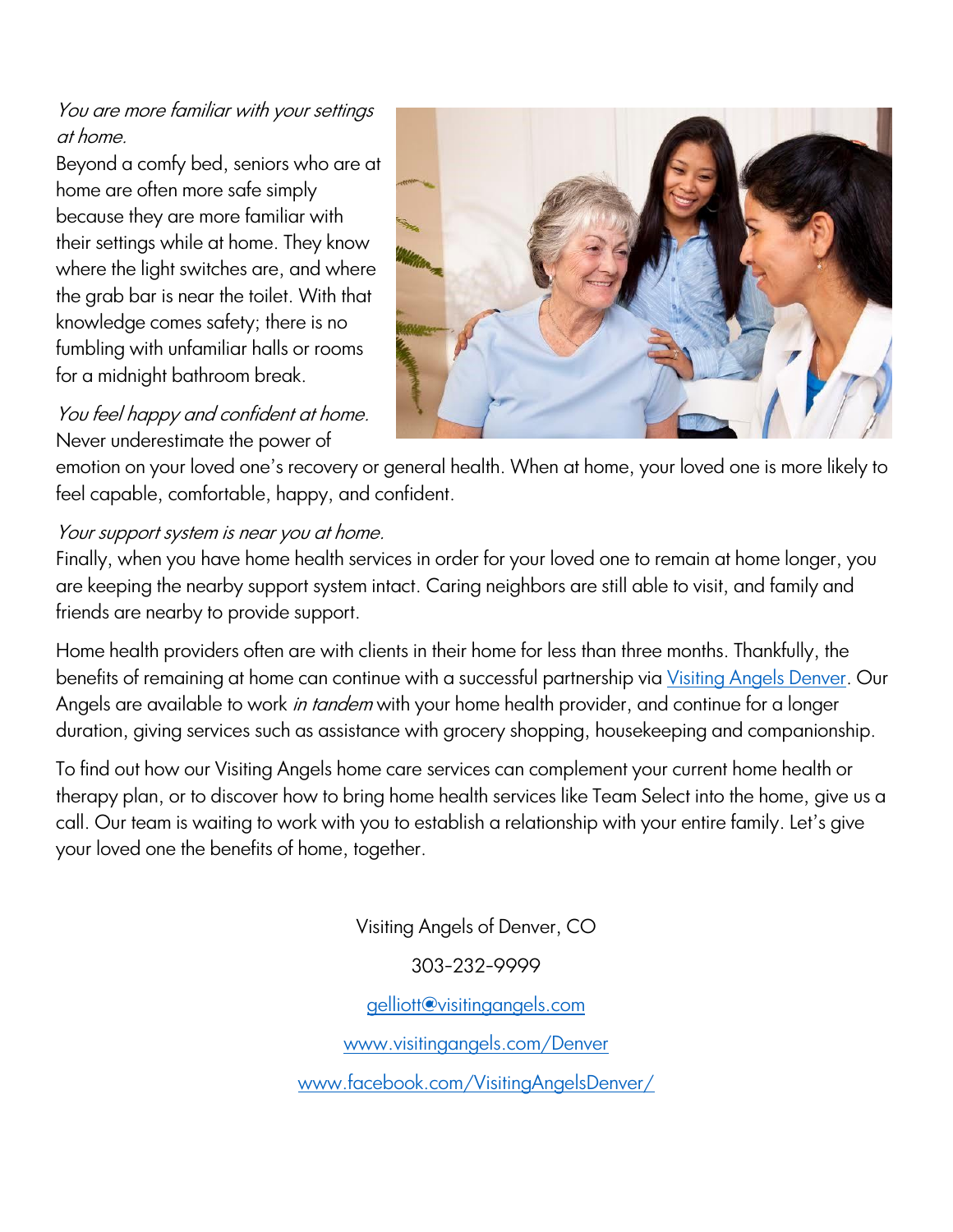*You are more familiar with your settings at home.*

Beyond a comfy bed, seniors who are at home are often more safe simply because they are more familiar with their settings while at home. They know where the light switches are, and where the grab bar is near the toilet. With that knowledge comes safety; there is no fumbling with unfamiliar halls or rooms for a midnight bathroom break.

*You feel happy and confident at home.*

Never underestimate the power of emotion on your loved one's recovery or general health. When at home, your loved one is more likely to feel capable, comfortable, happy, and confident.

*Your support system is near you at home.*

Finally, when you have home health services in order for your loved one to remain at home longer, you are keeping the nearby support system intact. Caring neighbors are still able to visit, and family and friends are nearby to provide support.

Home health providers often are with clients in their home for less than three months. Thankfully, the benefits of remaining at home can continue with a successful partnership via [Visiting Angels Denver](). Our Angels are available to work *in tandem* with your home health provider, and continue for a longer duration, giving services such as assistance with grocery shopping, housekeeping and companionship.

To find out how our Visiting Angels home care services can complement your current home health or therapy plan, or to discover how to bring home health services like Team Select into the home, give us a call. Our team is waiting to work with you to establish a relationship with your entire family. Let's give your loved one the benefits of home, together.

Visiting Angels of Denver, CO

303-232-9999

gelliott@visitingangels.com

www.visitingangels.com/Denver

www.facebook.com/VisitingAngelsDenver/